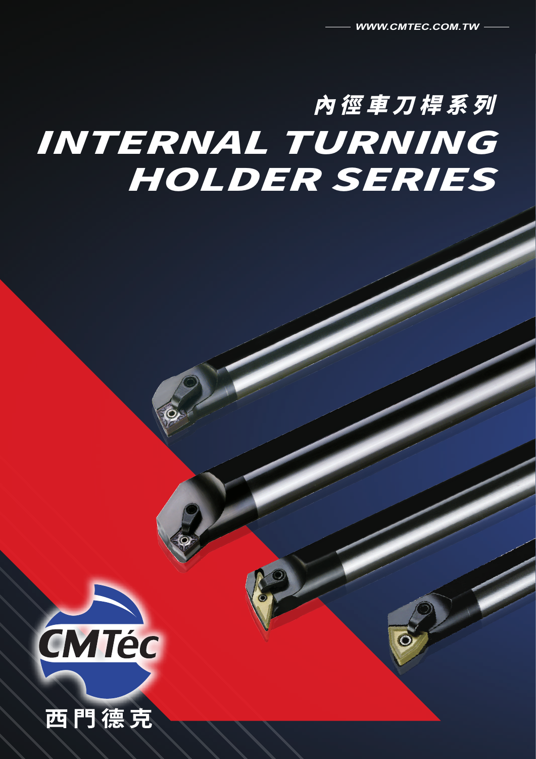WWW.CMTEC.COM.TW

# 內徑車刀桿系列

# INTERNAL TURNING HOLDER SERIES

CMTéc

西門德克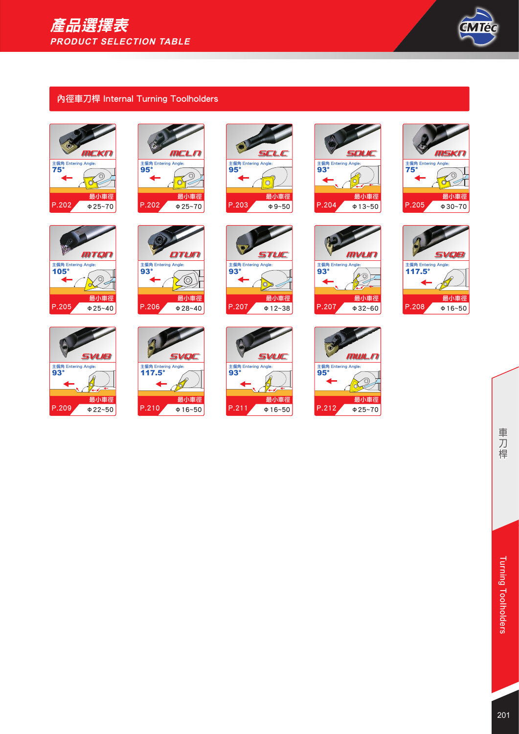# 產品選擇表
## PRODUCT SELECTION TABLE

### 內徑車刀桿 Internal Turning Toolholders

| 型號 | 主偏角 Entering Angle | 頁碼 | 最小車徑 |
|---|---|---|---|
| MCKN | 75° | P.202 | Φ25~70 |
| MCLN | 95° | P.202 | Φ25~70 |
| SCLC | 95° | P.203 | Φ9~50 |
| SDUC | 93° | P.204 | Φ13~50 |
| MSKN | 75° | P.205 | Φ30~70 |
| MTQN | 105° | P.205 | Φ25~40 |
| DTUN | 93° | P.206 | Φ28~40 |
| STUC | 93° | P.207 | Φ12~38 |
| MVUN | 93° | P.207 | Φ32~60 |
| SVQB | 117.5° | P.208 | Φ16~50 |
| SVUB | 93° | P.209 | Φ22~50 |
| SVQC | 117.5° | P.210 | Φ16~50 |
| SVUC | 93° | P.211 | Φ16~50 |
| MWLN | 95° | P.212 | Φ25~70 |

車刀桿

Turning Toolholders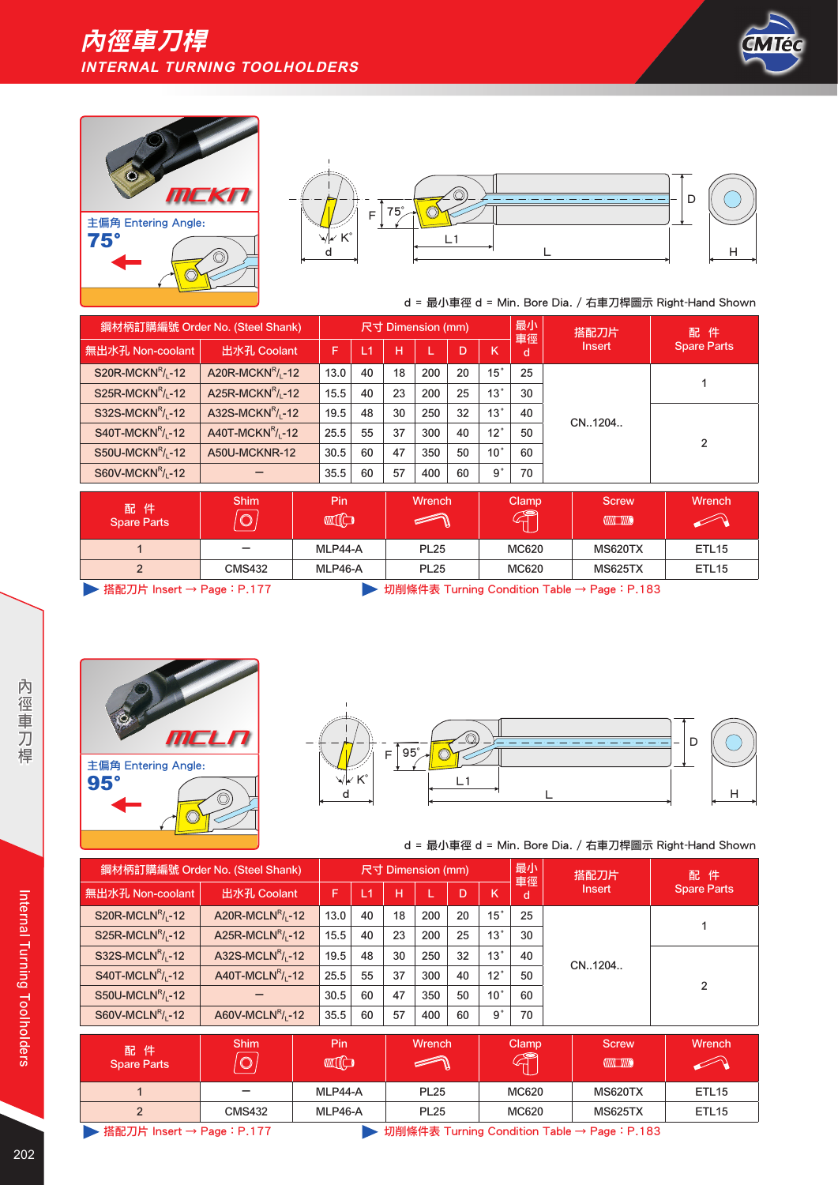# 內徑車刀桿
## INTERNAL TURNING TOOLHOLDERS

### MCKN

主偏角 Entering Angle:
**75°**

d = 最小車徑 d = Min. Bore Dia. / 右車刀桿圖示 Right-Hand Shown

| 鋼材柄訂購編號 Order No. (Steel Shank) | | 尺寸 Dimension (mm) | | | | | | 最小車徑 d | 搭配刀片 Insert | 配 件 Spare Parts |
|---|---|---|---|---|---|---|---|---|---|---|
| 無出水孔 Non-coolant | 出水孔 Coolant | F | L1 | H | L | D | K | | | |
| S20R-MCKN$^{R}/_{L}$-12 | A20R-MCKN$^{R}/_{L}$-12 | 13.0 | 40 | 18 | 200 | 20 | 15° | 25 | CN..1204.. | 1 |
| S25R-MCKN$^{R}/_{L}$-12 | A25R-MCKN$^{R}/_{L}$-12 | 15.5 | 40 | 23 | 200 | 25 | 13° | 30 | CN..1204.. | 1 |
| S32S-MCKN$^{R}/_{L}$-12 | A32S-MCKN$^{R}/_{L}$-12 | 19.5 | 48 | 30 | 250 | 32 | 13° | 40 | CN..1204.. | 2 |
| S40T-MCKN$^{R}/_{L}$-12 | A40T-MCKN$^{R}/_{L}$-12 | 25.5 | 55 | 37 | 300 | 40 | 12° | 50 | CN..1204.. | 2 |
| S50U-MCKN$^{R}/_{L}$-12 | A50U-MCKNR-12 | 30.5 | 60 | 47 | 350 | 50 | 10° | 60 | CN..1204.. | 2 |
| S60V-MCKN$^{R}/_{L}$-12 | – | 35.5 | 60 | 57 | 400 | 60 | 9° | 70 | CN..1204.. | 2 |

| 配 件 Spare Parts | Shim | Pin | Wrench | Clamp | Screw | Wrench |
|---|---|---|---|---|---|---|
| 1 | – | MLP44-A | PL25 | MC620 | MS620TX | ETL15 |
| 2 | CMS432 | MLP46-A | PL25 | MC620 | MS625TX | ETL15 |

▶ 搭配刀片 Insert → Page：P.177　▶ 切削條件表 Turning Condition Table → Page：P.183

### MCLN

主偏角 Entering Angle:
**95°**

d = 最小車徑 d = Min. Bore Dia. / 右車刀桿圖示 Right-Hand Shown

| 鋼材柄訂購編號 Order No. (Steel Shank) | | 尺寸 Dimension (mm) | | | | | | 最小車徑 d | 搭配刀片 Insert | 配 件 Spare Parts |
|---|---|---|---|---|---|---|---|---|---|---|
| 無出水孔 Non-coolant | 出水孔 Coolant | F | L1 | H | L | D | K | | | |
| S20R-MCLN$^{R}/_{L}$-12 | A20R-MCLN$^{R}/_{L}$-12 | 13.0 | 40 | 18 | 200 | 20 | 15° | 25 | CN..1204.. | 1 |
| S25R-MCLN$^{R}/_{L}$-12 | A25R-MCLN$^{R}/_{L}$-12 | 15.5 | 40 | 23 | 200 | 25 | 13° | 30 | CN..1204.. | 1 |
| S32S-MCLN$^{R}/_{L}$-12 | A32S-MCLN$^{R}/_{L}$-12 | 19.5 | 48 | 30 | 250 | 32 | 13° | 40 | CN..1204.. | 2 |
| S40T-MCLN$^{R}/_{L}$-12 | A40T-MCLN$^{R}/_{L}$-12 | 25.5 | 55 | 37 | 300 | 40 | 12° | 50 | CN..1204.. | 2 |
| S50U-MCLN$^{R}/_{L}$-12 | – | 30.5 | 60 | 47 | 350 | 50 | 10° | 60 | CN..1204.. | 2 |
| S60V-MCLN$^{R}/_{L}$-12 | A60V-MCLN$^{R}/_{L}$-12 | 35.5 | 60 | 57 | 400 | 60 | 9° | 70 | CN..1204.. | 2 |

| 配 件 Spare Parts | Shim | Pin | Wrench | Clamp | Screw | Wrench |
|---|---|---|---|---|---|---|
| 1 | – | MLP44-A | PL25 | MC620 | MS620TX | ETL15 |
| 2 | CMS432 | MLP46-A | PL25 | MC620 | MS625TX | ETL15 |

▶ 搭配刀片 Insert → Page：P.177　▶ 切削條件表 Turning Condition Table → Page：P.183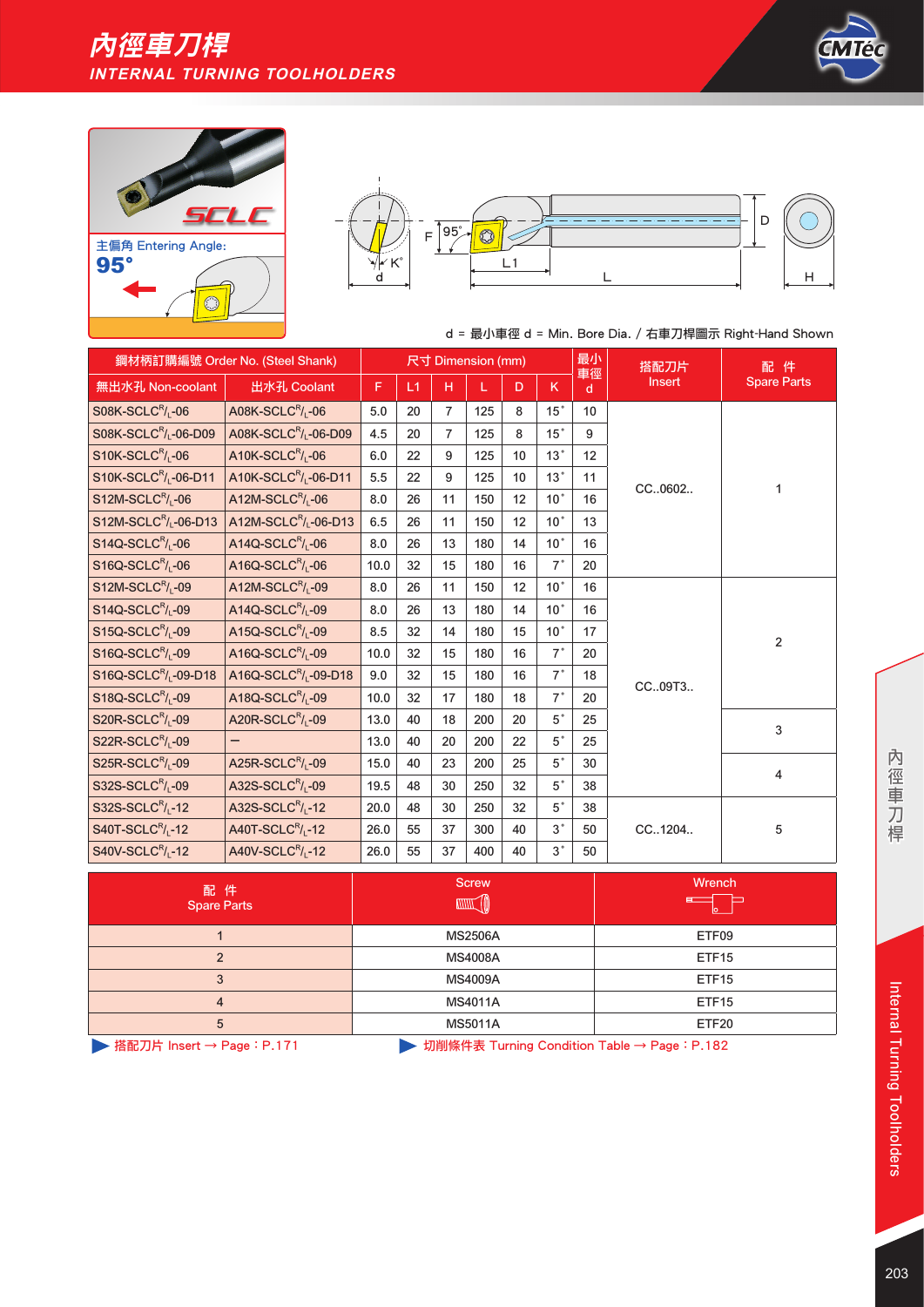# 內徑車刀桿
## INTERNAL TURNING TOOLHOLDERS

**SCLC**

主偏角 Entering Angle:
**95°**

d = 最小車徑 d = Min. Bore Dia. / 右車刀桿圖示 Right-Hand Shown

| 鋼材柄訂購編號 Order No. (Steel Shank) | | 尺寸 Dimension (mm) | | | | | | 最小車徑 | 搭配刀片 Insert | 配 件 Spare Parts |
|---|---|---|---|---|---|---|---|---|---|---|
| 無出水孔 Non-coolant | 出水孔 Coolant | F | L1 | H | L | D | K | d | | |
| S08K-SCLC$^R/_L$-06 | A08K-SCLC$^R/_L$-06 | 5.0 | 20 | 7 | 125 | 8 | 15° | 10 | CC..0602.. | 1 |
| S08K-SCLC$^R/_L$-06-D09 | A08K-SCLC$^R/_L$-06-D09 | 4.5 | 20 | 7 | 125 | 8 | 15° | 9 | CC..0602.. | 1 |
| S10K-SCLC$^R/_L$-06 | A10K-SCLC$^R/_L$-06 | 6.0 | 22 | 9 | 125 | 10 | 13° | 12 | CC..0602.. | 1 |
| S10K-SCLC$^R/_L$-06-D11 | A10K-SCLC$^R/_L$-06-D11 | 5.5 | 22 | 9 | 125 | 10 | 13° | 11 | CC..0602.. | 1 |
| S12M-SCLC$^R/_L$-06 | A12M-SCLC$^R/_L$-06 | 8.0 | 26 | 11 | 150 | 12 | 10° | 16 | CC..0602.. | 1 |
| S12M-SCLC$^R/_L$-06-D13 | A12M-SCLC$^R/_L$-06-D13 | 6.5 | 26 | 11 | 150 | 12 | 10° | 13 | CC..0602.. | 1 |
| S14Q-SCLC$^R/_L$-06 | A14Q-SCLC$^R/_L$-06 | 8.0 | 26 | 13 | 180 | 14 | 10° | 16 | CC..0602.. | 1 |
| S16Q-SCLC$^R/_L$-06 | A16Q-SCLC$^R/_L$-06 | 10.0 | 32 | 15 | 180 | 16 | 7° | 20 | CC..0602.. | 1 |
| S12M-SCLC$^R/_L$-09 | A12M-SCLC$^R/_L$-09 | 8.0 | 26 | 11 | 150 | 12 | 10° | 16 | CC..09T3.. | 2 |
| S14Q-SCLC$^R/_L$-09 | A14Q-SCLC$^R/_L$-09 | 8.0 | 26 | 13 | 180 | 14 | 10° | 16 | CC..09T3.. | 2 |
| S15Q-SCLC$^R/_L$-09 | A15Q-SCLC$^R/_L$-09 | 8.5 | 32 | 14 | 180 | 15 | 10° | 17 | CC..09T3.. | 2 |
| S16Q-SCLC$^R/_L$-09 | A16Q-SCLC$^R/_L$-09 | 10.0 | 32 | 15 | 180 | 16 | 7° | 20 | CC..09T3.. | 2 |
| S16Q-SCLC$^R/_L$-09-D18 | A16Q-SCLC$^R/_L$-09-D18 | 9.0 | 32 | 15 | 180 | 16 | 7° | 18 | CC..09T3.. | 2 |
| S18Q-SCLC$^R/_L$-09 | A18Q-SCLC$^R/_L$-09 | 10.0 | 32 | 17 | 180 | 18 | 7° | 20 | CC..09T3.. | 2 |
| S20R-SCLC$^R/_L$-09 | A20R-SCLC$^R/_L$-09 | 13.0 | 40 | 18 | 200 | 20 | 5° | 25 | CC..09T3.. | 3 |
| S22R-SCLC$^R/_L$-09 | – | 13.0 | 40 | 20 | 200 | 22 | 5° | 25 | CC..09T3.. | 3 |
| S25R-SCLC$^R/_L$-09 | A25R-SCLC$^R/_L$-09 | 15.0 | 40 | 23 | 200 | 25 | 5° | 30 | CC..09T3.. | 4 |
| S32S-SCLC$^R/_L$-09 | A32S-SCLC$^R/_L$-09 | 19.5 | 48 | 30 | 250 | 32 | 5° | 38 | CC..09T3.. | 4 |
| S32S-SCLC$^R/_L$-12 | A32S-SCLC$^R/_L$-12 | 20.0 | 48 | 30 | 250 | 32 | 5° | 38 | CC..1204.. | 5 |
| S40T-SCLC$^R/_L$-12 | A40T-SCLC$^R/_L$-12 | 26.0 | 55 | 37 | 300 | 40 | 3° | 50 | CC..1204.. | 5 |
| S40V-SCLC$^R/_L$-12 | A40V-SCLC$^R/_L$-12 | 26.0 | 55 | 37 | 400 | 40 | 3° | 50 | CC..1204.. | 5 |

| 配 件 Spare Parts | Screw | Wrench |
|---|---|---|
| 1 | MS2506A | ETF09 |
| 2 | MS4008A | ETF15 |
| 3 | MS4009A | ETF15 |
| 4 | MS4011A | ETF15 |
| 5 | MS5011A | ETF20 |

▶ 搭配刀片 Insert → Page：P.171

▶ 切削條件表 Turning Condition Table → Page：P.182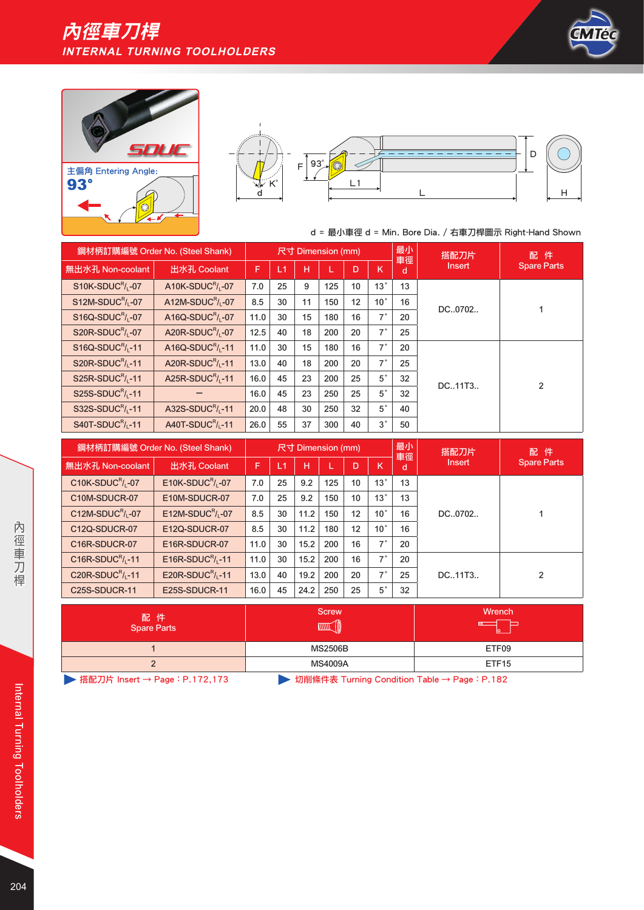# 內徑車刀桿

## INTERNAL TURNING TOOLHOLDERS

SDUC

主偏角 Entering Angle:

**93°**

d = 最小車徑 d = Min. Bore Dia. / 右車刀桿圖示 Right-Hand Shown

| 鋼材柄訂購編號 Order No. (Steel Shank) | | 尺寸 Dimension (mm) | | | | | | 最小車徑 d | 搭配刀片 Insert | 配 件 Spare Parts |
|---|---|---|---|---|---|---|---|---|---|---|
| 無出水孔 Non-coolant | 出水孔 Coolant | F | L1 | H | L | D | K | | | |
| S10K-SDUC$^{R}/_{L}$-07 | A10K-SDUC$^{R}/_{L}$-07 | 7.0 | 25 | 9 | 125 | 10 | 13° | 13 | DC..0702.. | 1 |
| S12M-SDUC$^{R}/_{L}$-07 | A12M-SDUC$^{R}/_{L}$-07 | 8.5 | 30 | 11 | 150 | 12 | 10° | 16 | DC..0702.. | 1 |
| S16Q-SDUC$^{R}/_{L}$-07 | A16Q-SDUC$^{R}/_{L}$-07 | 11.0 | 30 | 15 | 180 | 16 | 7° | 20 | DC..0702.. | 1 |
| S20R-SDUC$^{R}/_{L}$-07 | A20R-SDUC$^{R}/_{L}$-07 | 12.5 | 40 | 18 | 200 | 20 | 7° | 25 | DC..0702.. | 1 |
| S16Q-SDUC$^{R}/_{L}$-11 | A16Q-SDUC$^{R}/_{L}$-11 | 11.0 | 30 | 15 | 180 | 16 | 7° | 20 | DC..11T3.. | 2 |
| S20R-SDUC$^{R}/_{L}$-11 | A20R-SDUC$^{R}/_{L}$-11 | 13.0 | 40 | 18 | 200 | 20 | 7° | 25 | DC..11T3.. | 2 |
| S25R-SDUC$^{R}/_{L}$-11 | A25R-SDUC$^{R}/_{L}$-11 | 16.0 | 45 | 23 | 200 | 25 | 5° | 32 | DC..11T3.. | 2 |
| S25S-SDUC$^{R}/_{L}$-11 | – | 16.0 | 45 | 23 | 250 | 25 | 5° | 32 | DC..11T3.. | 2 |
| S32S-SDUC$^{R}/_{L}$-11 | A32S-SDUC$^{R}/_{L}$-11 | 20.0 | 48 | 30 | 250 | 32 | 5° | 40 | DC..11T3.. | 2 |
| S40T-SDUC$^{R}/_{L}$-11 | A40T-SDUC$^{R}/_{L}$-11 | 26.0 | 55 | 37 | 300 | 40 | 3° | 50 | DC..11T3.. | 2 |

| 鋼材柄訂購編號 Order No. (Steel Shank) | | 尺寸 Dimension (mm) | | | | | | 最小車徑 d | 搭配刀片 Insert | 配 件 Spare Parts |
|---|---|---|---|---|---|---|---|---|---|---|
| 無出水孔 Non-coolant | 出水孔 Coolant | F | L1 | H | L | D | K | | | |
| C10K-SDUC$^{R}/_{L}$-07 | E10K-SDUC$^{R}/_{L}$-07 | 7.0 | 25 | 9.2 | 125 | 10 | 13° | 13 | DC..0702.. | 1 |
| C10M-SDUCR-07 | E10M-SDUCR-07 | 7.0 | 25 | 9.2 | 150 | 10 | 13° | 13 | DC..0702.. | 1 |
| C12M-SDUC$^{R}/_{L}$-07 | E12M-SDUC$^{R}/_{L}$-07 | 8.5 | 30 | 11.2 | 150 | 12 | 10° | 16 | DC..0702.. | 1 |
| C12Q-SDUCR-07 | E12Q-SDUCR-07 | 8.5 | 30 | 11.2 | 180 | 12 | 10° | 16 | DC..0702.. | 1 |
| C16R-SDUCR-07 | E16R-SDUCR-07 | 11.0 | 30 | 15.2 | 200 | 16 | 7° | 20 | DC..0702.. | 1 |
| C16R-SDUC$^{R}/_{L}$-11 | E16R-SDUC$^{R}/_{L}$-11 | 11.0 | 30 | 15.2 | 200 | 16 | 7° | 20 | DC..11T3.. | 2 |
| C20R-SDUC$^{R}/_{L}$-11 | E20R-SDUC$^{R}/_{L}$-11 | 13.0 | 40 | 19.2 | 200 | 20 | 7° | 25 | DC..11T3.. | 2 |
| C25S-SDUCR-11 | E25S-SDUCR-11 | 16.0 | 45 | 24.2 | 250 | 25 | 5° | 32 | DC..11T3.. | 2 |

| 配 件 Spare Parts | Screw | Wrench |
|---|---|---|
| 1 | MS2506B | ETF09 |
| 2 | MS4009A | ETF15 |

▶ 搭配刀片 Insert → Page：P.172,173

▶ 切削條件表 Turning Condition Table → Page：P.182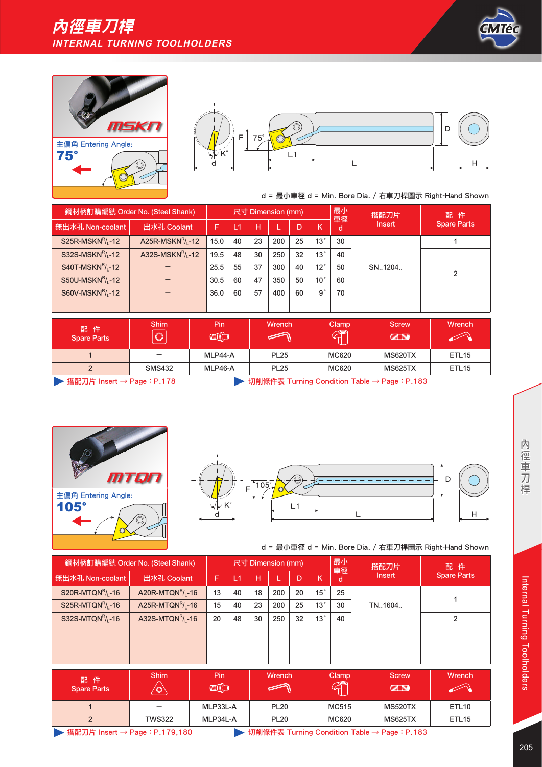# 內徑車刀桿
## INTERNAL TURNING TOOLHOLDERS

### MSKN

主偏角 Entering Angle:
**75°**

d = 最小車徑 d = Min. Bore Dia. / 右車刀桿圖示 Right-Hand Shown

| 鋼材柄訂購編號 Order No. (Steel Shank) | | 尺寸 Dimension (mm) | | | | | | 最小車徑 d | 搭配刀片 Insert | 配 件 Spare Parts |
|---|---|---|---|---|---|---|---|---|---|---|
| 無出水孔 Non-coolant | 出水孔 Coolant | F | L1 | H | L | D | K | | | |
| S25R-MSKN$^R/_L$-12 | A25R-MSKN$^R/_L$-12 | 15.0 | 40 | 23 | 200 | 25 | 13° | 30 | SN..1204.. | 1 |
| S32S-MSKN$^R/_L$-12 | A32S-MSKN$^R/_L$-12 | 19.5 | 48 | 30 | 250 | 32 | 13° | 40 | | 2 |
| S40T-MSKN$^R/_L$-12 | – | 25.5 | 55 | 37 | 300 | 40 | 12° | 50 | | |
| S50U-MSKN$^R/_L$-12 | – | 30.5 | 60 | 47 | 350 | 50 | 10° | 60 | | |
| S60V-MSKN$^R/_L$-12 | – | 36.0 | 60 | 57 | 400 | 60 | 9° | 70 | | |

| 配 件 Spare Parts | Shim | Pin | Wrench | Clamp | Screw | Wrench |
|---|---|---|---|---|---|---|
| 1 | – | MLP44-A | PL25 | MC620 | MS620TX | ETL15 |
| 2 | SMS432 | MLP46-A | PL25 | MC620 | MS625TX | ETL15 |

▶ 搭配刀片 Insert → Page：P.178　▶ 切削條件表 Turning Condition Table → Page：P.183

### MTQN

主偏角 Entering Angle:
**105°**

d = 最小車徑 d = Min. Bore Dia. / 右車刀桿圖示 Right-Hand Shown

| 鋼材柄訂購編號 Order No. (Steel Shank) | | 尺寸 Dimension (mm) | | | | | | 最小車徑 d | 搭配刀片 Insert | 配 件 Spare Parts |
|---|---|---|---|---|---|---|---|---|---|---|
| 無出水孔 Non-coolant | 出水孔 Coolant | F | L1 | H | L | D | K | | | |
| S20R-MTQN$^R/_L$-16 | A20R-MTQN$^R/_L$-16 | 13 | 40 | 18 | 200 | 20 | 15° | 25 | TN..1604.. | 1 |
| S25R-MTQN$^R/_L$-16 | A25R-MTQN$^R/_L$-16 | 15 | 40 | 23 | 200 | 25 | 13° | 30 | | |
| S32S-MTQN$^R/_L$-16 | A32S-MTQN$^R/_L$-16 | 20 | 48 | 30 | 250 | 32 | 13° | 40 | | 2 |

| 配 件 Spare Parts | Shim | Pin | Wrench | Clamp | Screw | Wrench |
|---|---|---|---|---|---|---|
| 1 | – | MLP33L-A | PL20 | MC515 | MS520TX | ETL10 |
| 2 | TWS322 | MLP34L-A | PL20 | MC620 | MS625TX | ETL15 |

▶ 搭配刀片 Insert → Page：P.179,180　▶ 切削條件表 Turning Condition Table → Page：P.183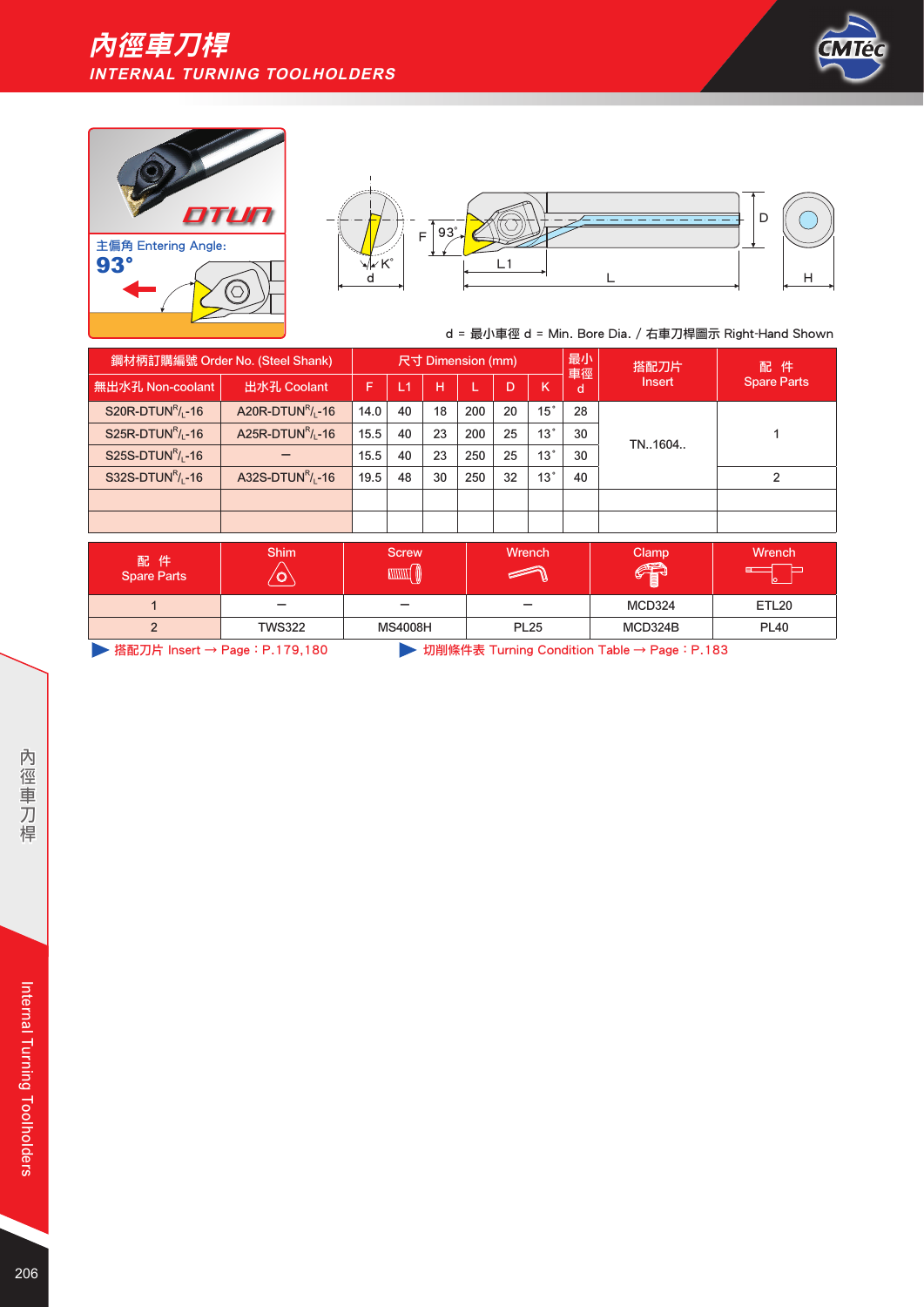# 內徑車刀桿
## INTERNAL TURNING TOOLHOLDERS

DTUN

主偏角 Entering Angle:
**93°**

d = 最小車徑 d = Min. Bore Dia. / 右車刀桿圖示 Right-Hand Shown

| 鋼材柄訂購編號 Order No. (Steel Shank) | | 尺寸 Dimension (mm) | | | | | | 最小車徑 d | 搭配刀片 Insert | 配 件 Spare Parts |
|---|---|---|---|---|---|---|---|---|---|---|
| 無出水孔 Non-coolant | 出水孔 Coolant | F | L1 | H | L | D | K | | | |
| S20R-DTUN R/L-16 | A20R-DTUN R/L-16 | 14.0 | 40 | 18 | 200 | 20 | 15° | 28 | TN..1604.. | 1 |
| S25R-DTUN R/L-16 | A25R-DTUN R/L-16 | 15.5 | 40 | 23 | 200 | 25 | 13° | 30 | | |
| S25S-DTUN R/L-16 | – | 15.5 | 40 | 23 | 250 | 25 | 13° | 30 | | |
| S32S-DTUN R/L-16 | A32S-DTUN R/L-16 | 19.5 | 48 | 30 | 250 | 32 | 13° | 40 | | 2 |

| 配 件 Spare Parts | Shim | Screw | Wrench | Clamp | Wrench |
|---|---|---|---|---|---|
| 1 | – | – | – | MCD324 | ETL20 |
| 2 | TWS322 | MS4008H | PL25 | MCD324B | PL40 |

▶ 搭配刀片 Insert → Page：P.179,180 ▶ 切削條件表 Turning Condition Table → Page：P.183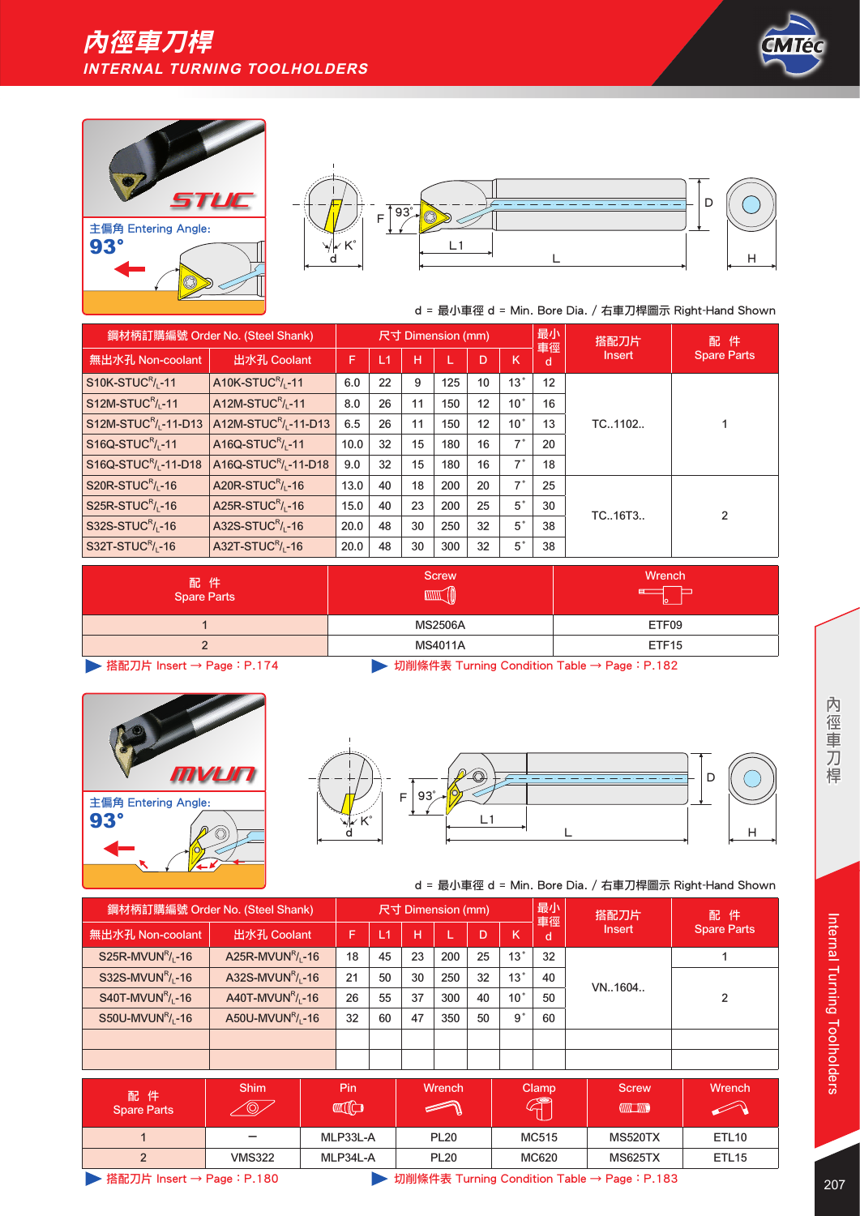# 內徑車刀桿
## INTERNAL TURNING TOOLHOLDERS

### STUC

主偏角 Entering Angle:
**93°**

d = 最小車徑 d = Min. Bore Dia. / 右車刀桿圖示 Right-Hand Shown

| 鋼材柄訂購編號 Order No. (Steel Shank) | | 尺寸 Dimension (mm) | | | | | | 最小車徑 | 搭配刀片 Insert | 配 件 Spare Parts |
|---|---|---|---|---|---|---|---|---|---|---|
| 無出水孔 Non-coolant | 出水孔 Coolant | F | L1 | H | L | D | K | d | | |
| S10K-STUC$^R/_L$-11 | A10K-STUC$^R/_L$-11 | 6.0 | 22 | 9 | 125 | 10 | 13° | 12 | TC..1102.. | 1 |
| S12M-STUC$^R/_L$-11 | A12M-STUC$^R/_L$-11 | 8.0 | 26 | 11 | 150 | 12 | 10° | 16 | | |
| S12M-STUC$^R/_L$-11-D13 | A12M-STUC$^R/_L$-11-D13 | 6.5 | 26 | 11 | 150 | 12 | 10° | 13 | | |
| S16Q-STUC$^R/_L$-11 | A16Q-STUC$^R/_L$-11 | 10.0 | 32 | 15 | 180 | 16 | 7° | 20 | | |
| S16Q-STUC$^R/_L$-11-D18 | A16Q-STUC$^R/_L$-11-D18 | 9.0 | 32 | 15 | 180 | 16 | 7° | 18 | | |
| S20R-STUC$^R/_L$-16 | A20R-STUC$^R/_L$-16 | 13.0 | 40 | 18 | 200 | 20 | 7° | 25 | TC..16T3.. | 2 |
| S25R-STUC$^R/_L$-16 | A25R-STUC$^R/_L$-16 | 15.0 | 40 | 23 | 200 | 25 | 5° | 30 | | |
| S32S-STUC$^R/_L$-16 | A32S-STUC$^R/_L$-16 | 20.0 | 48 | 30 | 250 | 32 | 5° | 38 | | |
| S32T-STUC$^R/_L$-16 | A32T-STUC$^R/_L$-16 | 20.0 | 48 | 30 | 300 | 32 | 5° | 38 | | |

| 配 件 Spare Parts | Screw | Wrench |
|---|---|---|
| 1 | MS2506A | ETF09 |
| 2 | MS4011A | ETF15 |

▶ 搭配刀片 Insert → Page：P.174 ▶ 切削條件表 Turning Condition Table → Page：P.182

### MVUN

主偏角 Entering Angle:
**93°**

d = 最小車徑 d = Min. Bore Dia. / 右車刀桿圖示 Right-Hand Shown

| 鋼材柄訂購編號 Order No. (Steel Shank) | | 尺寸 Dimension (mm) | | | | | | 最小車徑 | 搭配刀片 Insert | 配 件 Spare Parts |
|---|---|---|---|---|---|---|---|---|---|---|
| 無出水孔 Non-coolant | 出水孔 Coolant | F | L1 | H | L | D | K | d | | |
| S25R-MVUN$^R/_L$-16 | A25R-MVUN$^R/_L$-16 | 18 | 45 | 23 | 200 | 25 | 13° | 32 | VN..1604.. | 1 |
| S32S-MVUN$^R/_L$-16 | A32S-MVUN$^R/_L$-16 | 21 | 50 | 30 | 250 | 32 | 13° | 40 | | 2 |
| S40T-MVUN$^R/_L$-16 | A40T-MVUN$^R/_L$-16 | 26 | 55 | 37 | 300 | 40 | 10° | 50 | | |
| S50U-MVUN$^R/_L$-16 | A50U-MVUN$^R/_L$-16 | 32 | 60 | 47 | 350 | 50 | 9° | 60 | | |

| 配 件 Spare Parts | Shim | Pin | Wrench | Clamp | Screw | Wrench |
|---|---|---|---|---|---|---|
| 1 | – | MLP33L-A | PL20 | MC515 | MS520TX | ETL10 |
| 2 | VMS322 | MLP34L-A | PL20 | MC620 | MS625TX | ETL15 |

▶ 搭配刀片 Insert → Page：P.180 ▶ 切削條件表 Turning Condition Table → Page：P.183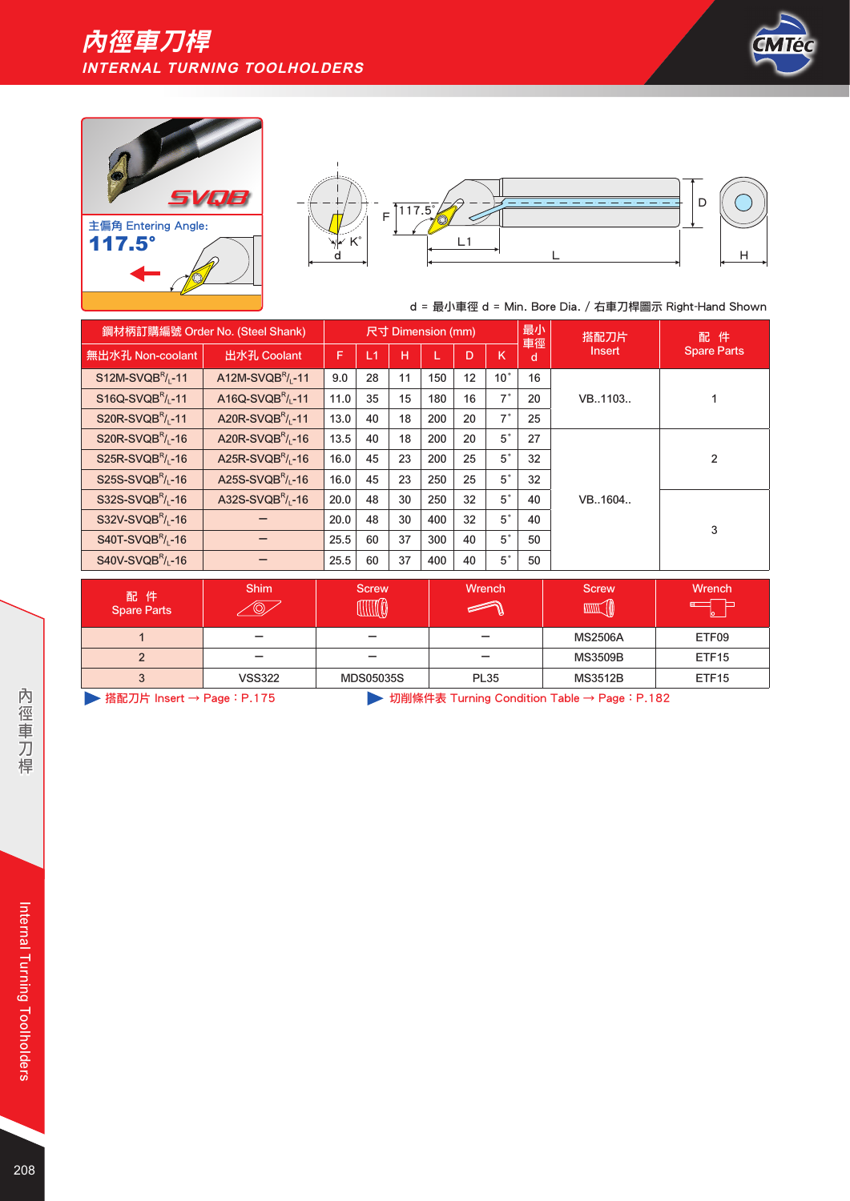# 內徑車刀桿
## INTERNAL TURNING TOOLHOLDERS

**SVQB**

主偏角 Entering Angle:
**117.5°**

d = 最小車徑 d = Min. Bore Dia. / 右車刀桿圖示 Right-Hand Shown

| 鋼材柄訂購編號 Order No. (Steel Shank) | | 尺寸 Dimension (mm) | | | | | | 最小車徑 d | 搭配刀片 Insert | 配 件 Spare Parts |
|---|---|---|---|---|---|---|---|---|---|---|
| 無出水孔 Non-coolant | 出水孔 Coolant | F | L1 | H | L | D | K | d | | |
| S12M-SVQB R/L-11 | A12M-SVQB R/L-11 | 9.0 | 28 | 11 | 150 | 12 | 10° | 16 | VB..1103.. | 1 |
| S16Q-SVQB R/L-11 | A16Q-SVQB R/L-11 | 11.0 | 35 | 15 | 180 | 16 | 7° | 20 | VB..1103.. | 1 |
| S20R-SVQB R/L-11 | A20R-SVQB R/L-11 | 13.0 | 40 | 18 | 200 | 20 | 7° | 25 | VB..1103.. | 1 |
| S20R-SVQB R/L-16 | A20R-SVQB R/L-16 | 13.5 | 40 | 18 | 200 | 20 | 5° | 27 | VB..1604.. | 2 |
| S25R-SVQB R/L-16 | A25R-SVQB R/L-16 | 16.0 | 45 | 23 | 200 | 25 | 5° | 32 | VB..1604.. | 2 |
| S25S-SVQB R/L-16 | A25S-SVQB R/L-16 | 16.0 | 45 | 23 | 250 | 25 | 5° | 32 | VB..1604.. | 2 |
| S32S-SVQB R/L-16 | A32S-SVQB R/L-16 | 20.0 | 48 | 30 | 250 | 32 | 5° | 40 | VB..1604.. | 3 |
| S32V-SVQB R/L-16 | – | 20.0 | 48 | 30 | 400 | 32 | 5° | 40 | VB..1604.. | 3 |
| S40T-SVQB R/L-16 | – | 25.5 | 60 | 37 | 300 | 40 | 5° | 50 | VB..1604.. | 3 |
| S40V-SVQB R/L-16 | – | 25.5 | 60 | 37 | 400 | 40 | 5° | 50 | VB..1604.. | 3 |

| 配 件 Spare Parts | Shim | Screw | Wrench | Screw | Wrench |
|---|---|---|---|---|---|
| 1 | – | – | – | MS2506A | ETF09 |
| 2 | – | – | – | MS3509B | ETF15 |
| 3 | VSS322 | MDS05035S | PL35 | MS3512B | ETF15 |

▶ 搭配刀片 Insert → Page：P.175

▶ 切削條件表 Turning Condition Table → Page：P.182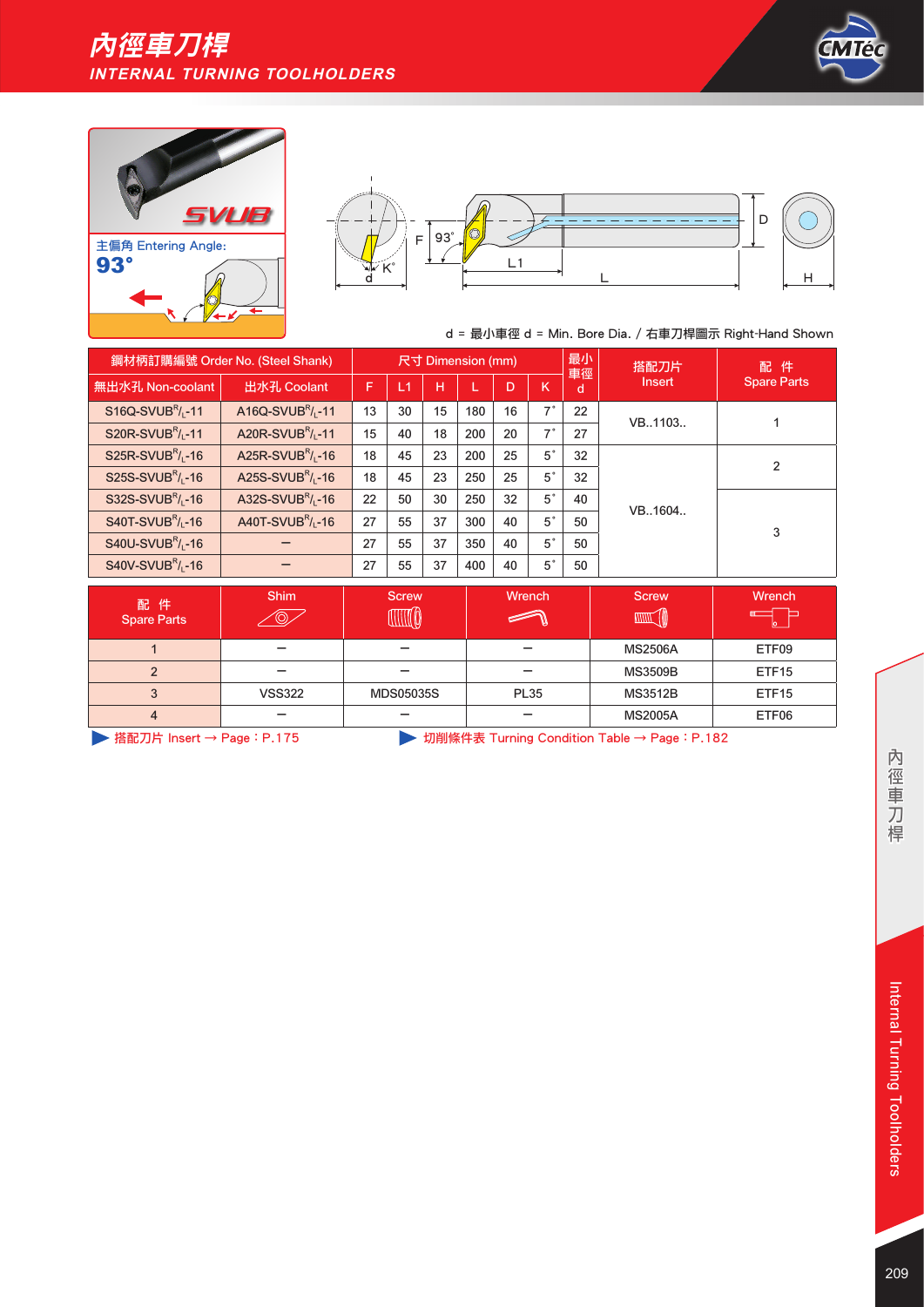# 內徑車刀桿
## INTERNAL TURNING TOOLHOLDERS

**SVUB**

主偏角 Entering Angle:
**93°**

d = 最小車徑 d = Min. Bore Dia. / 右車刀桿圖示 Right-Hand Shown

| 鋼材柄訂購編號 Order No. (Steel Shank) | | 尺寸 Dimension (mm) | | | | | | 最小車徑 | 搭配刀片 Insert | 配 件 Spare Parts |
|---|---|---|---|---|---|---|---|---|---|---|
| 無出水孔 Non-coolant | 出水孔 Coolant | F | L1 | H | L | D | K | d | | |
| S16Q-SVUB $^{R}/_{L}$-11 | A16Q-SVUB $^{R}/_{L}$-11 | 13 | 30 | 15 | 180 | 16 | 7° | 22 | VB..1103.. | 1 |
| S20R-SVUB $^{R}/_{L}$-11 | A20R-SVUB $^{R}/_{L}$-11 | 15 | 40 | 18 | 200 | 20 | 7° | 27 | VB..1103.. | 1 |
| S25R-SVUB $^{R}/_{L}$-16 | A25R-SVUB $^{R}/_{L}$-16 | 18 | 45 | 23 | 200 | 25 | 5° | 32 | VB..1604.. | 2 |
| S25S-SVUB $^{R}/_{L}$-16 | A25S-SVUB $^{R}/_{L}$-16 | 18 | 45 | 23 | 250 | 25 | 5° | 32 | VB..1604.. | 2 |
| S32S-SVUB $^{R}/_{L}$-16 | A32S-SVUB $^{R}/_{L}$-16 | 22 | 50 | 30 | 250 | 32 | 5° | 40 | VB..1604.. | 3 |
| S40T-SVUB $^{R}/_{L}$-16 | A40T-SVUB $^{R}/_{L}$-16 | 27 | 55 | 37 | 300 | 40 | 5° | 50 | VB..1604.. | 3 |
| S40U-SVUB $^{R}/_{L}$-16 | – | 27 | 55 | 37 | 350 | 40 | 5° | 50 | VB..1604.. | 3 |
| S40V-SVUB $^{R}/_{L}$-16 | – | 27 | 55 | 37 | 400 | 40 | 5° | 50 | VB..1604.. | 3 |

| 配 件 Spare Parts | Shim | Screw | Wrench | Screw | Wrench |
|---|---|---|---|---|---|
| 1 | – | – | – | MS2506A | ETF09 |
| 2 | – | – | – | MS3509B | ETF15 |
| 3 | VSS322 | MDS05035S | PL35 | MS3512B | ETF15 |
| 4 | – | – | – | MS2005A | ETF06 |

▶ 搭配刀片 Insert → Page：P.175　　▶ 切削條件表 Turning Condition Table → Page：P.182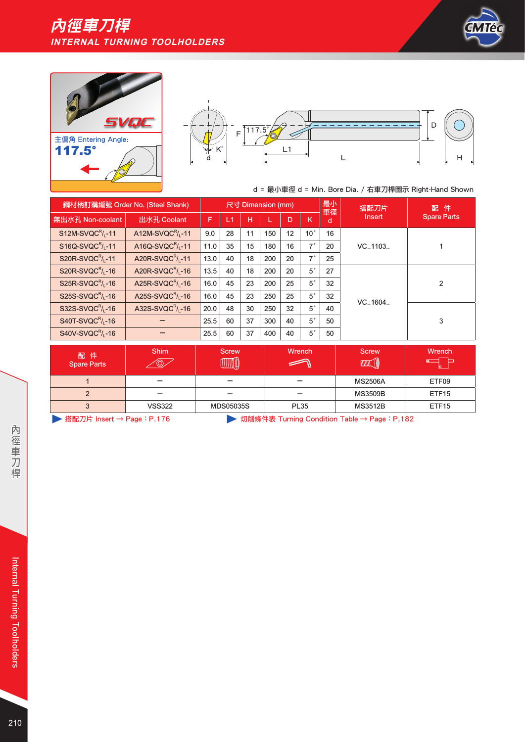# 內徑車刀桿

## INTERNAL TURNING TOOLHOLDERS

**SVQC**

主偏角 Entering Angle:
**117.5°**

d = 最小車徑 d = Min. Bore Dia. / 右車刀桿圖示 Right-Hand Shown

| 鋼材柄訂購編號 Order No. (Steel Shank) | | 尺寸 Dimension (mm) | | | | | | 最小車徑 d | 搭配刀片 Insert | 配 件 Spare Parts |
|---|---|---|---|---|---|---|---|---|---|---|
| 無出水孔 Non-coolant | 出水孔 Coolant | F | L1 | H | L | D | K | | | |
| S12M-SVQC$^{R}/_{L}$-11 | A12M-SVQC$^{R}/_{L}$-11 | 9.0 | 28 | 11 | 150 | 12 | 10° | 16 | VC..1103.. | 1 |
| S16Q-SVQC$^{R}/_{L}$-11 | A16Q-SVQC$^{R}/_{L}$-11 | 11.0 | 35 | 15 | 180 | 16 | 7° | 20 | VC..1103.. | 1 |
| S20R-SVQC$^{R}/_{L}$-11 | A20R-SVQC$^{R}/_{L}$-11 | 13.0 | 40 | 18 | 200 | 20 | 7° | 25 | VC..1103.. | 1 |
| S20R-SVQC$^{R}/_{L}$-16 | A20R-SVQC$^{R}/_{L}$-16 | 13.5 | 40 | 18 | 200 | 20 | 5° | 27 | VC..1604.. | 2 |
| S25R-SVQC$^{R}/_{L}$-16 | A25R-SVQC$^{R}/_{L}$-16 | 16.0 | 45 | 23 | 200 | 25 | 5° | 32 | VC..1604.. | 2 |
| S25S-SVQC$^{R}/_{L}$-16 | A25S-SVQC$^{R}/_{L}$-16 | 16.0 | 45 | 23 | 250 | 25 | 5° | 32 | VC..1604.. | 2 |
| S32S-SVQC$^{R}/_{L}$-16 | A32S-SVQC$^{R}/_{L}$-16 | 20.0 | 48 | 30 | 250 | 32 | 5° | 40 | VC..1604.. | 3 |
| S40T-SVQC$^{R}/_{L}$-16 | – | 25.5 | 60 | 37 | 300 | 40 | 5° | 50 | VC..1604.. | 3 |
| S40V-SVQC$^{R}/_{L}$-16 | – | 25.5 | 60 | 37 | 400 | 40 | 5° | 50 | VC..1604.. | 3 |

| 配 件 Spare Parts | Shim | Screw | Wrench | Screw | Wrench |
|---|---|---|---|---|---|
| 1 | – | – | – | MS2506A | ETF09 |
| 2 | – | – | – | MS3509B | ETF15 |
| 3 | VSS322 | MDS05035S | PL35 | MS3512B | ETF15 |

▶ 搭配刀片 Insert → Page：P.176 ▶ 切削條件表 Turning Condition Table → Page：P.182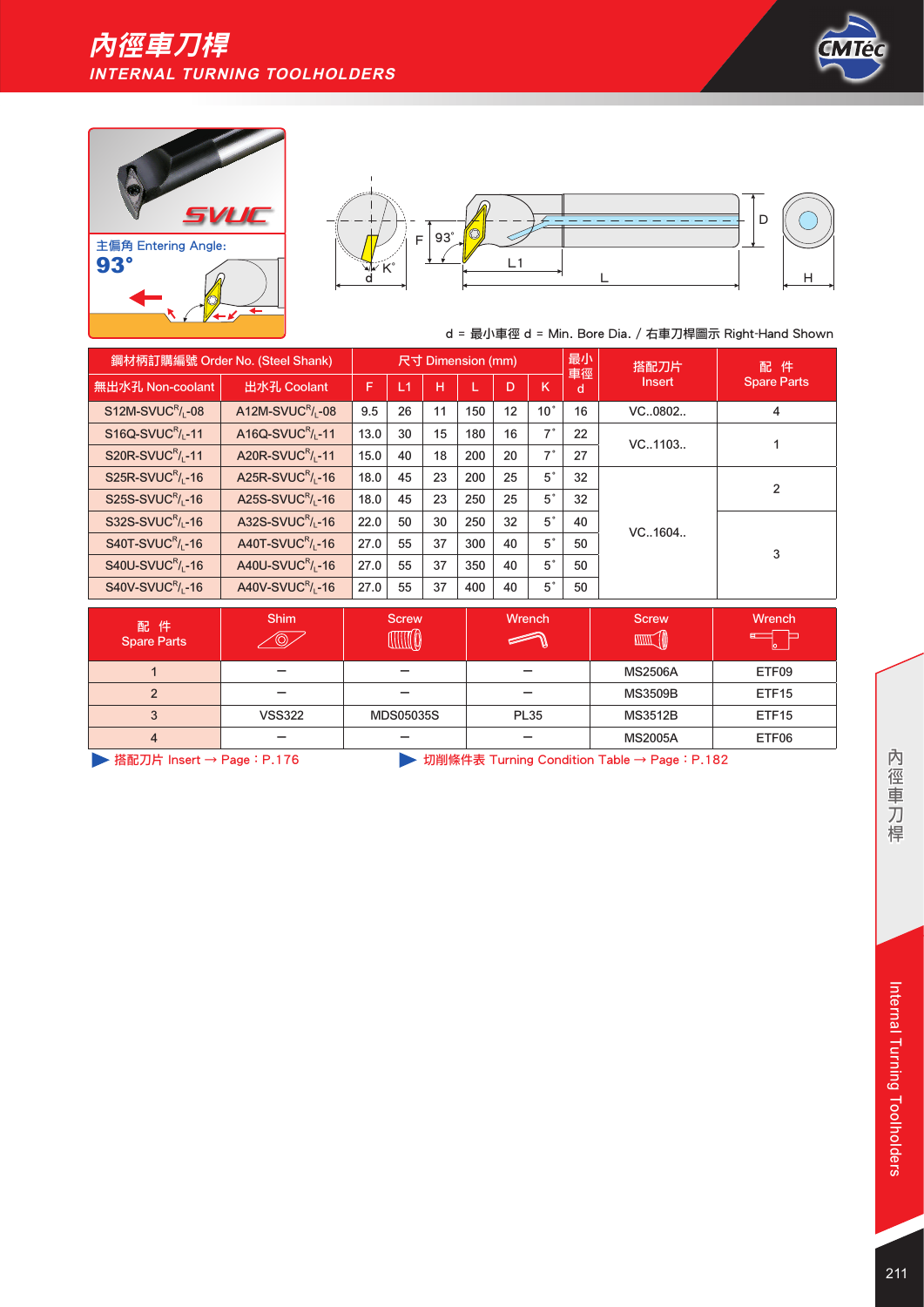# 內徑車刀桿

## INTERNAL TURNING TOOLHOLDERS

SVUC

主偏角 Entering Angle:

**93°**

d = 最小車徑 d = Min. Bore Dia. / 右車刀桿圖示 Right-Hand Shown

| 鋼材柄訂購編號 Order No. (Steel Shank) | | 尺寸 Dimension (mm) | | | | | | 最小車徑 d | 搭配刀片 Insert | 配 件 Spare Parts |
|---|---|---|---|---|---|---|---|---|---|---|
| 無出水孔 Non-coolant | 出水孔 Coolant | F | L1 | H | L | D | K | | | |
| S12M-SVUC R/L-08 | A12M-SVUC R/L-08 | 9.5 | 26 | 11 | 150 | 12 | 10° | 16 | VC..0802.. | 4 |
| S16Q-SVUC R/L-11 | A16Q-SVUC R/L-11 | 13.0 | 30 | 15 | 180 | 16 | 7° | 22 | VC..1103.. | 1 |
| S20R-SVUC R/L-11 | A20R-SVUC R/L-11 | 15.0 | 40 | 18 | 200 | 20 | 7° | 27 | VC..1103.. | 1 |
| S25R-SVUC R/L-16 | A25R-SVUC R/L-16 | 18.0 | 45 | 23 | 200 | 25 | 5° | 32 | VC..1604.. | 2 |
| S25S-SVUC R/L-16 | A25S-SVUC R/L-16 | 18.0 | 45 | 23 | 250 | 25 | 5° | 32 | VC..1604.. | 2 |
| S32S-SVUC R/L-16 | A32S-SVUC R/L-16 | 22.0 | 50 | 30 | 250 | 32 | 5° | 40 | VC..1604.. | 3 |
| S40T-SVUC R/L-16 | A40T-SVUC R/L-16 | 27.0 | 55 | 37 | 300 | 40 | 5° | 50 | VC..1604.. | 3 |
| S40U-SVUC R/L-16 | A40U-SVUC R/L-16 | 27.0 | 55 | 37 | 350 | 40 | 5° | 50 | VC..1604.. | 3 |
| S40V-SVUC R/L-16 | A40V-SVUC R/L-16 | 27.0 | 55 | 37 | 400 | 40 | 5° | 50 | VC..1604.. | 3 |

| 配 件 Spare Parts | Shim | Screw | Wrench | Screw | Wrench |
|---|---|---|---|---|---|
| 1 | – | – | – | MS2506A | ETF09 |
| 2 | – | – | – | MS3509B | ETF15 |
| 3 | VSS322 | MDS05035S | PL35 | MS3512B | ETF15 |
| 4 | – | – | – | MS2005A | ETF06 |

▶ 搭配刀片 Insert → Page：P.176

▶ 切削條件表 Turning Condition Table → Page：P.182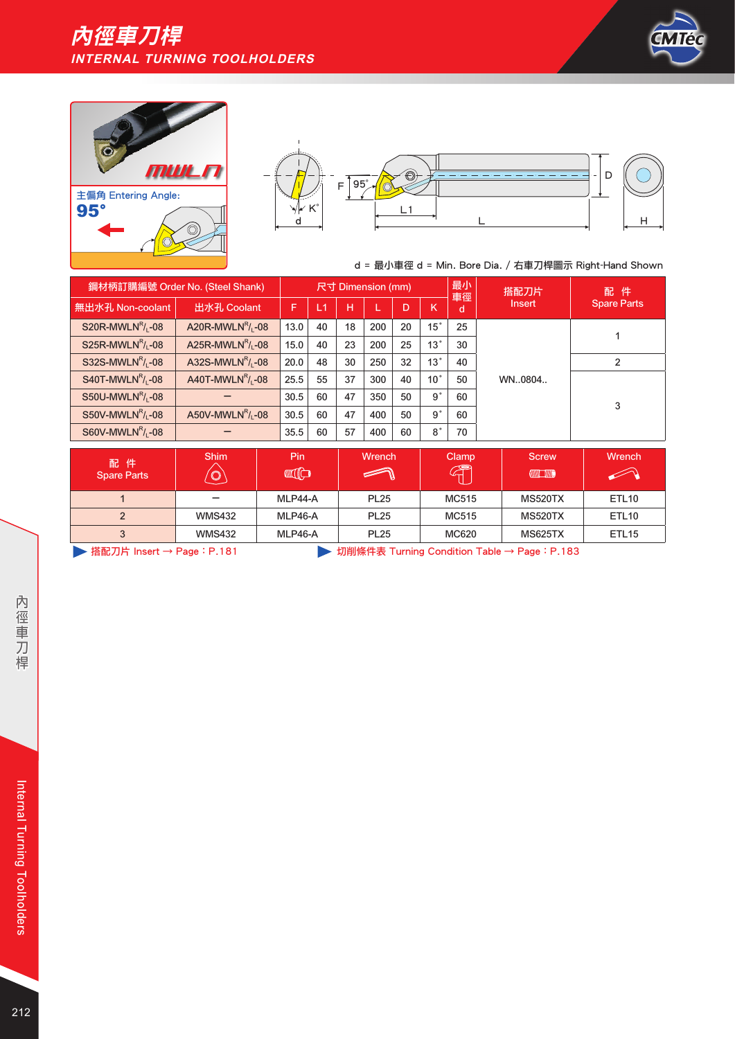# 內徑車刀桿
## INTERNAL TURNING TOOLHOLDERS

MWLN

主偏角 Entering Angle:
**95°**

d = 最小車徑 d = Min. Bore Dia. / 右車刀桿圖示 Right-Hand Shown

| 鋼材柄訂購編號 Order No. (Steel Shank) | | 尺寸 Dimension (mm) | | | | | | 最小車徑 d | 搭配刀片 Insert | 配 件 Spare Parts |
|---|---|---|---|---|---|---|---|---|---|---|
| 無出水孔 Non-coolant | 出水孔 Coolant | F | L1 | H | L | D | K | | | |
| S20R-MWLN$^{R}/_{L}$-08 | A20R-MWLN$^{R}/_{L}$-08 | 13.0 | 40 | 18 | 200 | 20 | 15° | 25 | WN..0804.. | 1 |
| S25R-MWLN$^{R}/_{L}$-08 | A25R-MWLN$^{R}/_{L}$-08 | 15.0 | 40 | 23 | 200 | 25 | 13° | 30 | WN..0804.. | 1 |
| S32S-MWLN$^{R}/_{L}$-08 | A32S-MWLN$^{R}/_{L}$-08 | 20.0 | 48 | 30 | 250 | 32 | 13° | 40 | WN..0804.. | 2 |
| S40T-MWLN$^{R}/_{L}$-08 | A40T-MWLN$^{R}/_{L}$-08 | 25.5 | 55 | 37 | 300 | 40 | 10° | 50 | WN..0804.. | 3 |
| S50U-MWLN$^{R}/_{L}$-08 | – | 30.5 | 60 | 47 | 350 | 50 | 9° | 60 | WN..0804.. | 3 |
| S50V-MWLN$^{R}/_{L}$-08 | A50V-MWLN$^{R}/_{L}$-08 | 30.5 | 60 | 47 | 400 | 50 | 9° | 60 | WN..0804.. | 3 |
| S60V-MWLN$^{R}/_{L}$-08 | – | 35.5 | 60 | 57 | 400 | 60 | 8° | 70 | WN..0804.. | 3 |

| 配 件 Spare Parts | Shim | Pin | Wrench | Clamp | Screw | Wrench |
|---|---|---|---|---|---|---|
| 1 | – | MLP44-A | PL25 | MC515 | MS520TX | ETL10 |
| 2 | WMS432 | MLP46-A | PL25 | MC515 | MS520TX | ETL10 |
| 3 | WMS432 | MLP46-A | PL25 | MC620 | MS625TX | ETL15 |

▶ 搭配刀片 Insert → Page：P.181

▶ 切削條件表 Turning Condition Table → Page：P.183